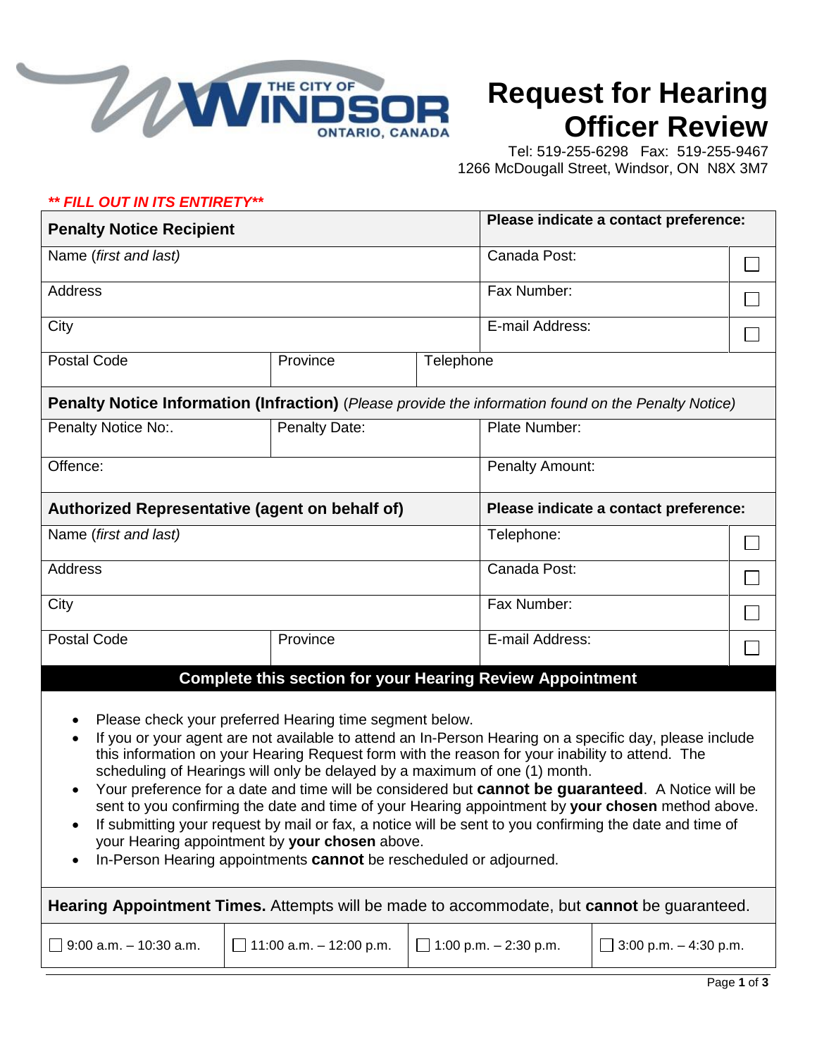# Request for Hearing Officer Review

Tel: 519-255-6298 Fax: 519-255-9467
1266 McDougall Street, Windsor, ON N8X 3M7

***** FILL OUT IN ITS ENTIRETY*****

| **Penalty Notice Recipient** | | | **Please indicate a contact preference:** | |
|---|---|---|---|---|
| Name (*first and last*) | | | Canada Post: | ☐ |
| Address | | | Fax Number: | ☐ |
| City | | | E-mail Address: | ☐ |
| Postal Code | Province | Telephone | | |

| **Penalty Notice Information (Infraction)** (*Please provide the information found on the Penalty Notice*) | | |
|---|---|---|
| Penalty Notice No:. | Penalty Date: | Plate Number: |
| Offence: | | Penalty Amount: |

| **Authorized Representative (agent on behalf of)** | | **Please indicate a contact preference:** | |
|---|---|---|---|
| Name (*first and last*) | | Telephone: | ☐ |
| Address | | Canada Post: | ☐ |
| City | | Fax Number: | ☐ |
| Postal Code | Province | E-mail Address: | ☐ |

## Complete this section for your Hearing Review Appointment

- Please check your preferred Hearing time segment below.
- If you or your agent are not available to attend an In-Person Hearing on a specific day, please include this information on your Hearing Request form with the reason for your inability to attend. The scheduling of Hearings will only be delayed by a maximum of one (1) month.
- Your preference for a date and time will be considered but **cannot be guaranteed**. A Notice will be sent to you confirming the date and time of your Hearing appointment by **your chosen** method above.
- If submitting your request by mail or fax, a notice will be sent to you confirming the date and time of your Hearing appointment by **your chosen** above.
- In-Person Hearing appointments **cannot** be rescheduled or adjourned.

**Hearing Appointment Times.** Attempts will be made to accommodate, but **cannot** be guaranteed.

| ☐ 9:00 a.m. – 10:30 a.m. | ☐ 11:00 a.m. – 12:00 p.m. | ☐ 1:00 p.m. – 2:30 p.m. | ☐ 3:00 p.m. – 4:30 p.m. |
|---|---|---|---|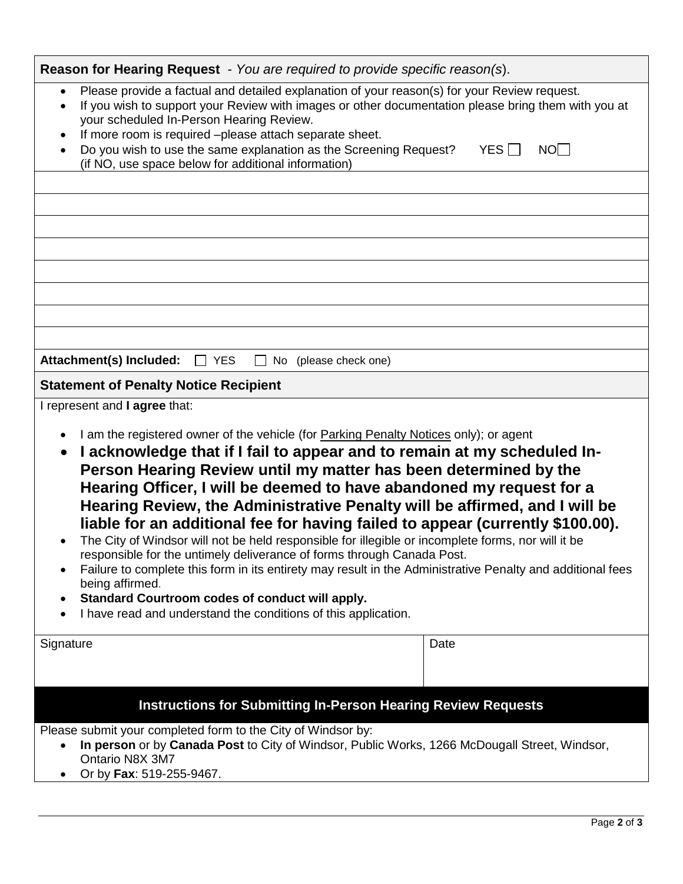## Reason for Hearing Request - *You are required to provide specific reason(s)*.

- Please provide a factual and detailed explanation of your reason(s) for your Review request.
- If you wish to support your Review with images or other documentation please bring them with you at your scheduled In-Person Hearing Review.
- If more room is required –please attach separate sheet.
- Do you wish to use the same explanation as the Screening Request? YES ☐ NO ☐
  (if NO, use space below for additional information)

**Attachment(s) Included:** ☐ YES ☐ No (please check one)

## Statement of Penalty Notice Recipient

I represent and **I agree** that:

- I am the registered owner of the vehicle (for Parking Penalty Notices only); or agent
- **I acknowledge that if I fail to appear and to remain at my scheduled In-Person Hearing Review until my matter has been determined by the Hearing Officer, I will be deemed to have abandoned my request for a Hearing Review, the Administrative Penalty will be affirmed, and I will be liable for an additional fee for having failed to appear (currently $100.00).**
- The City of Windsor will not be held responsible for illegible or incomplete forms, nor will it be responsible for the untimely deliverance of forms through Canada Post.
- Failure to complete this form in its entirety may result in the Administrative Penalty and additional fees being affirmed.
- **Standard Courtroom codes of conduct will apply.**
- I have read and understand the conditions of this application.

| Signature | Date |
|---|---|
| | |

## Instructions for Submitting In-Person Hearing Review Requests

Please submit your completed form to the City of Windsor by:

- **In person** or by **Canada Post** to City of Windsor, Public Works, 1266 McDougall Street, Windsor, Ontario N8X 3M7
- Or by **Fax**: 519-255-9467.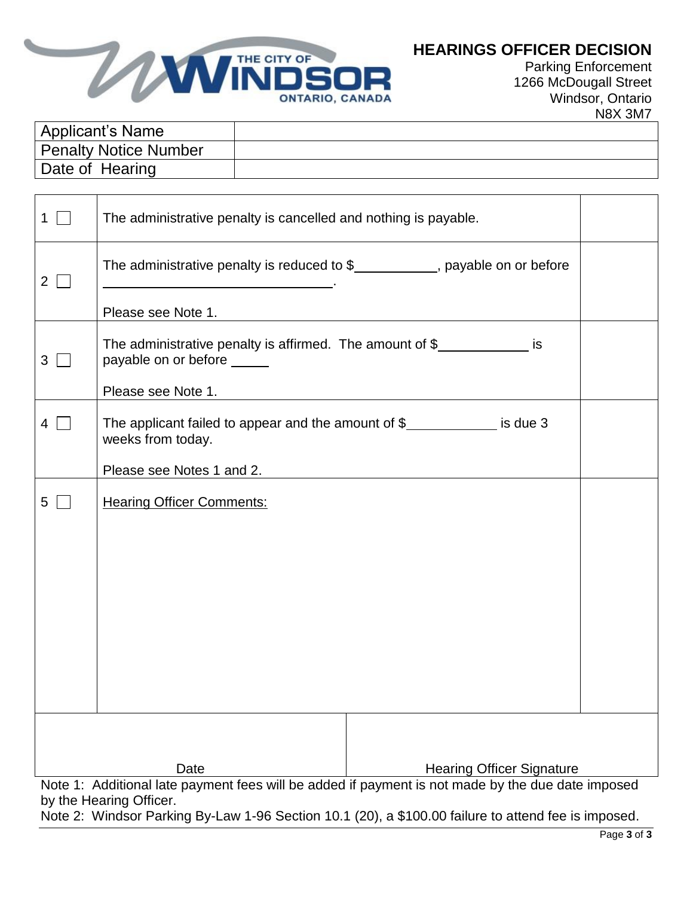# HEARINGS OFFICER DECISION

Parking Enforcement
1266 McDougall Street
Windsor, Ontario
N8X 3M7

| | |
|---|---|
| Applicant's Name | |
| Penalty Notice Number | |
| Date of Hearing | |

| | | |
|---|---|---|
| 1 ☐ | The administrative penalty is cancelled and nothing is payable. | |
| 2 ☐ | The administrative penalty is reduced to $\_\_\_\_\_\_\_\_\_\_, payable on or before \_\_\_\_\_\_\_\_\_\_\_\_\_\_\_\_\_\_\_\_\_\_\_\_\_\_\_\_\_\_.<br><br>Please see Note 1. | |
| 3 ☐ | The administrative penalty is affirmed. The amount of $\_\_\_\_\_\_\_\_\_\_ is payable on or before \_\_\_\_\_<br><br>Please see Note 1. | |
| 4 ☐ | The applicant failed to appear and the amount of $\_\_\_\_\_\_\_\_\_\_ is due 3 weeks from today.<br><br>Please see Notes 1 and 2. | |
| 5 ☐ | Hearing Officer Comments: | |

| | |
|---|---|
| Date | Hearing Officer Signature |

Note 1: Additional late payment fees will be added if payment is not made by the due date imposed by the Hearing Officer.

Note 2: Windsor Parking By-Law 1-96 Section 10.1 (20), a $100.00 failure to attend fee is imposed.